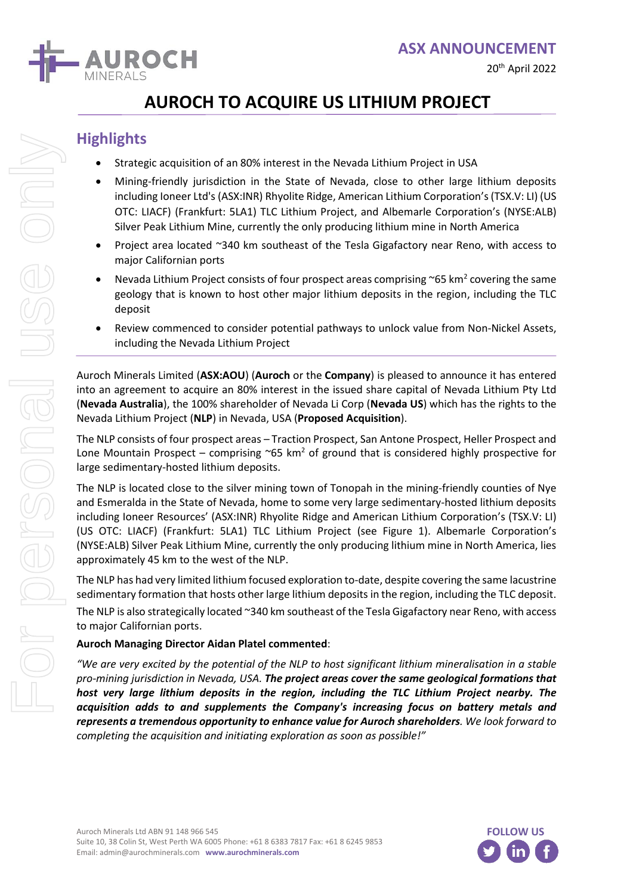**ASX ANNOUNCEMENT**

20th April 2022

# AUROCH TO ACQUIRE US LITHIUM PROJECT

## Highlights

- Strategic acquisition of an 80% interest in the Nevada Lithium Project in USA
- Mining-friendly jurisdiction in the State of Nevada, close to other large lithium deposits including Ioneer Ltd's (ASX:INR) Rhyolite Ridge, American Lithium Corporation's (TSX.V: LI) (US OTC: LIACF) (Frankfurt: 5LA1) TLC Lithium Project, and Albemarle Corporation's (NYSE:ALB) Silver Peak Lithium Mine, currently the only producing lithium mine in North America
- Project area located ~340 km southeast of the Tesla Gigafactory near Reno, with access to major Californian ports
- Nevada Lithium Project consists of four prospect areas comprising ~65 km$^2$ covering the same geology that is known to host other major lithium deposits in the region, including the TLC deposit
- Review commenced to consider potential pathways to unlock value from Non-Nickel Assets, including the Nevada Lithium Project

Auroch Minerals Limited (**ASX:AOU**) (**Auroch** or the **Company**) is pleased to announce it has entered into an agreement to acquire an 80% interest in the issued share capital of Nevada Lithium Pty Ltd (**Nevada Australia**), the 100% shareholder of Nevada Li Corp (**Nevada US**) which has the rights to the Nevada Lithium Project (**NLP**) in Nevada, USA (**Proposed Acquisition**).

The NLP consists of four prospect areas – Traction Prospect, San Antone Prospect, Heller Prospect and Lone Mountain Prospect – comprising ~65 km$^2$ of ground that is considered highly prospective for large sedimentary-hosted lithium deposits.

The NLP is located close to the silver mining town of Tonopah in the mining-friendly counties of Nye and Esmeralda in the State of Nevada, home to some very large sedimentary-hosted lithium deposits including Ioneer Resources' (ASX:INR) Rhyolite Ridge and American Lithium Corporation's (TSX.V: LI) (US OTC: LIACF) (Frankfurt: 5LA1) TLC Lithium Project (see Figure 1). Albemarle Corporation's (NYSE:ALB) Silver Peak Lithium Mine, currently the only producing lithium mine in North America, lies approximately 45 km to the west of the NLP.

The NLP has had very limited lithium focused exploration to-date, despite covering the same lacustrine sedimentary formation that hosts other large lithium deposits in the region, including the TLC deposit.

The NLP is also strategically located ~340 km southeast of the Tesla Gigafactory near Reno, with access to major Californian ports.

**Auroch Managing Director Aidan Platel commented**:

*"We are very excited by the potential of the NLP to host significant lithium mineralisation in a stable pro-mining jurisdiction in Nevada, USA.* ***The project areas cover the same geological formations that host very large lithium deposits in the region, including the TLC Lithium Project nearby. The acquisition adds to and supplements the Company's increasing focus on battery metals and represents a tremendous opportunity to enhance value for Auroch shareholders****. We look forward to completing the acquisition and initiating exploration as soon as possible!"*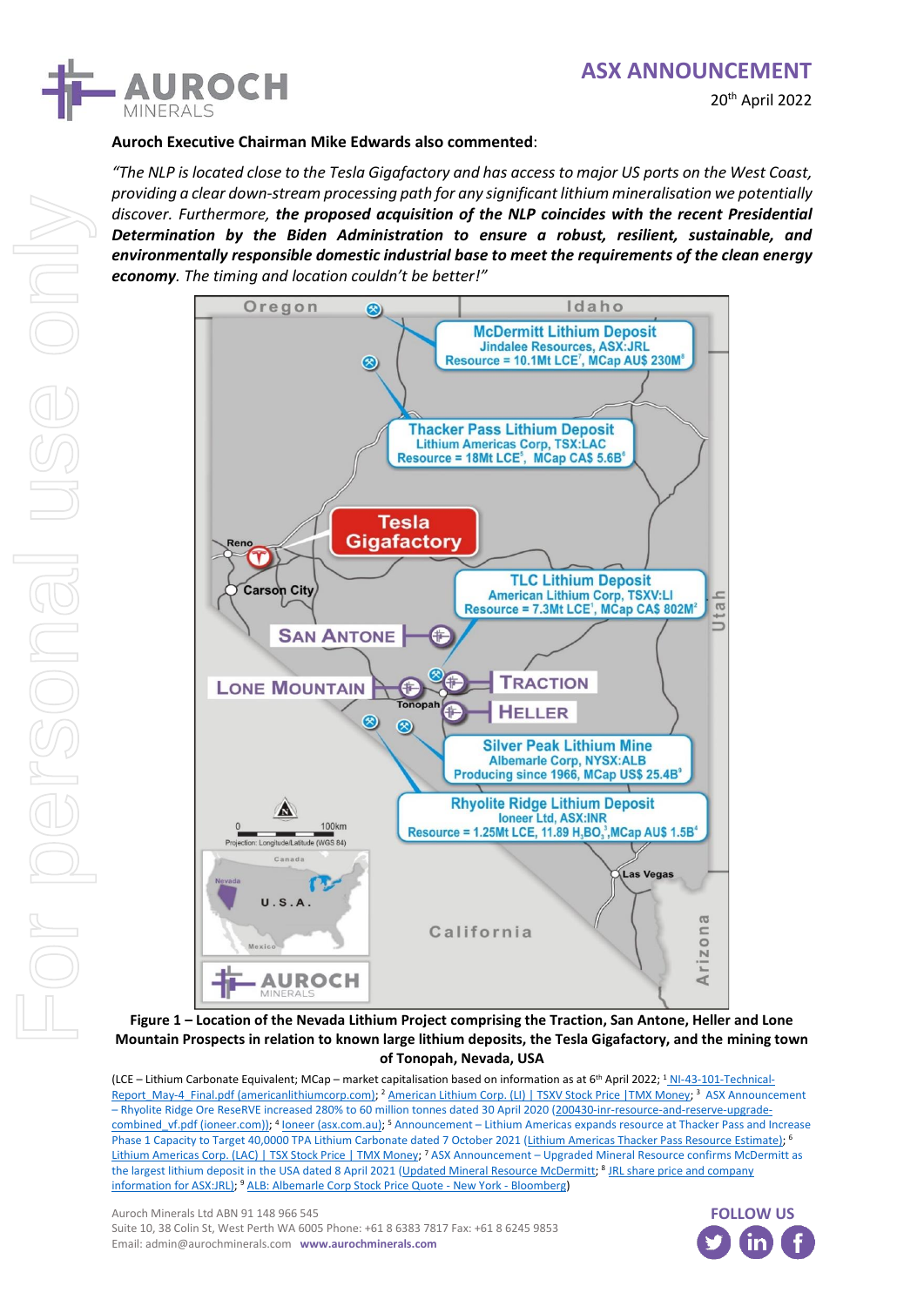**Auroch Executive Chairman Mike Edwards also commented**:

*"The NLP is located close to the Tesla Gigafactory and has access to major US ports on the West Coast, providing a clear down-stream processing path for any significant lithium mineralisation we potentially discover. Furthermore,* ***the proposed acquisition of the NLP coincides with the recent Presidential Determination by the Biden Administration to ensure a robust, resilient, sustainable, and environmentally responsible domestic industrial base to meet the requirements of the clean energy economy****. The timing and location couldn't be better!"*

**Figure 1 – Location of the Nevada Lithium Project comprising the Traction, San Antone, Heller and Lone Mountain Prospects in relation to known large lithium deposits, the Tesla Gigafactory, and the mining town of Tonopah, Nevada, USA**

(LCE – Lithium Carbonate Equivalent; MCap – market capitalisation based on information as at 6th April 2022; [1] NI-43-101-Technical-Report_May-4_Final.pdf (americanlithiumcorp.com); [2] American Lithium Corp. (LI) | TSXV Stock Price |TMX Money; [3] ASX Announcement – Rhyolite Ridge Ore ReseRVE increased 280% to 60 million tonnes dated 30 April 2020 (200430-inr-resource-and-reserve-upgrade-combined_vf.pdf (ioneer.com)); [4] Ioneer (asx.com.au); [5] Announcement – Lithium Americas expands resource at Thacker Pass and Increase Phase 1 Capacity to Target 40,0000 TPA Lithium Carbonate dated 7 October 2021 (Lithium Americas Thacker Pass Resource Estimate); [6] Lithium Americas Corp. (LAC) | TSX Stock Price | TMX Money; [7] ASX Announcement – Upgraded Mineral Resource confirms McDermitt as the largest lithium deposit in the USA dated 8 April 2021 (Updated Mineral Resource McDermitt; [8] JRL share price and company information for ASX:JRL); [9] ALB: Albemarle Corp Stock Price Quote - New York - Bloomberg)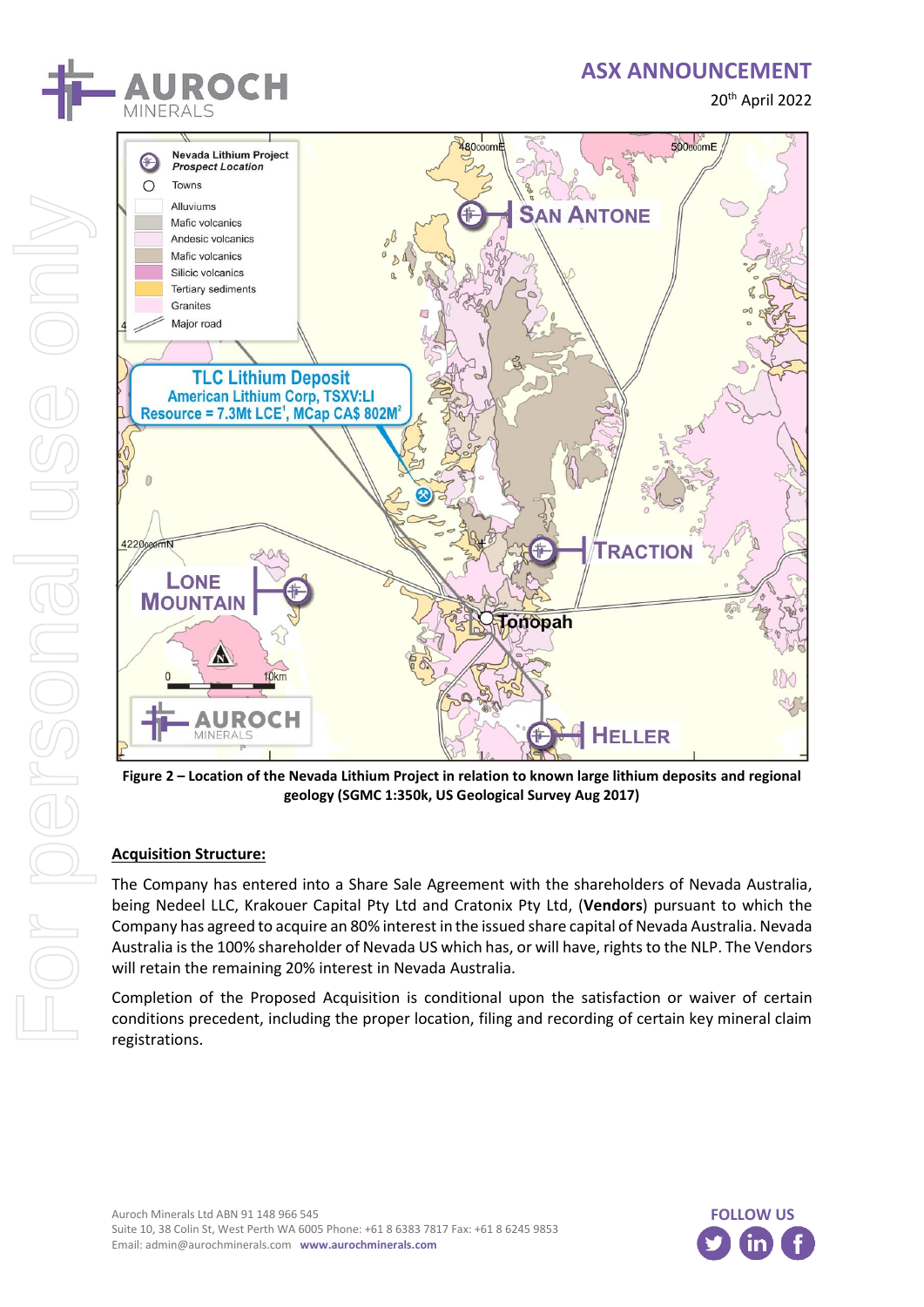Figure 2 – Location of the Nevada Lithium Project in relation to known large lithium deposits and regional geology (SGMC 1:350k, US Geological Survey Aug 2017)

**Acquisition Structure:**

The Company has entered into a Share Sale Agreement with the shareholders of Nevada Australia, being Nedeel LLC, Krakouer Capital Pty Ltd and Cratonix Pty Ltd, (**Vendors**) pursuant to which the Company has agreed to acquire an 80% interest in the issued share capital of Nevada Australia. Nevada Australia is the 100% shareholder of Nevada US which has, or will have, rights to the NLP. The Vendors will retain the remaining 20% interest in Nevada Australia.

Completion of the Proposed Acquisition is conditional upon the satisfaction or waiver of certain conditions precedent, including the proper location, filing and recording of certain key mineral claim registrations.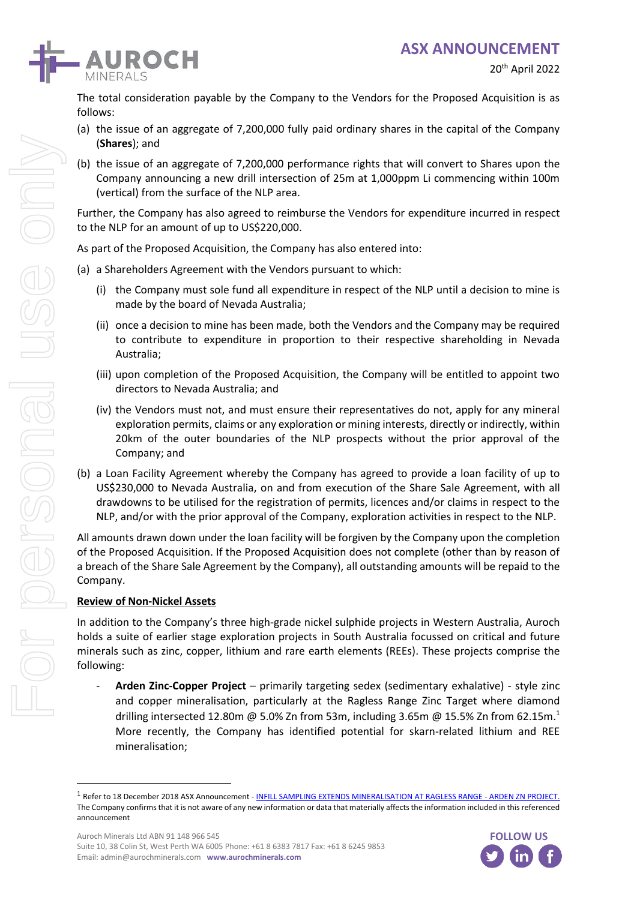The total consideration payable by the Company to the Vendors for the Proposed Acquisition is as follows:

(a) the issue of an aggregate of 7,200,000 fully paid ordinary shares in the capital of the Company (**Shares**); and

(b) the issue of an aggregate of 7,200,000 performance rights that will convert to Shares upon the Company announcing a new drill intersection of 25m at 1,000ppm Li commencing within 100m (vertical) from the surface of the NLP area.

Further, the Company has also agreed to reimburse the Vendors for expenditure incurred in respect to the NLP for an amount of up to US$220,000.

As part of the Proposed Acquisition, the Company has also entered into:

(a) a Shareholders Agreement with the Vendors pursuant to which:

  (i) the Company must sole fund all expenditure in respect of the NLP until a decision to mine is made by the board of Nevada Australia;

  (ii) once a decision to mine has been made, both the Vendors and the Company may be required to contribute to expenditure in proportion to their respective shareholding in Nevada Australia;

  (iii) upon completion of the Proposed Acquisition, the Company will be entitled to appoint two directors to Nevada Australia; and

  (iv) the Vendors must not, and must ensure their representatives do not, apply for any mineral exploration permits, claims or any exploration or mining interests, directly or indirectly, within 20km of the outer boundaries of the NLP prospects without the prior approval of the Company; and

(b) a Loan Facility Agreement whereby the Company has agreed to provide a loan facility of up to US$230,000 to Nevada Australia, on and from execution of the Share Sale Agreement, with all drawdowns to be utilised for the registration of permits, licences and/or claims in respect to the NLP, and/or with the prior approval of the Company, exploration activities in respect to the NLP.

All amounts drawn down under the loan facility will be forgiven by the Company upon the completion of the Proposed Acquisition. If the Proposed Acquisition does not complete (other than by reason of a breach of the Share Sale Agreement by the Company), all outstanding amounts will be repaid to the Company.

**Review of Non-Nickel Assets**

In addition to the Company's three high-grade nickel sulphide projects in Western Australia, Auroch holds a suite of earlier stage exploration projects in South Australia focussed on critical and future minerals such as zinc, copper, lithium and rare earth elements (REEs). These projects comprise the following:

- **Arden Zinc-Copper Project** – primarily targeting sedex (sedimentary exhalative) - style zinc and copper mineralisation, particularly at the Ragless Range Zinc Target where diamond drilling intersected 12.80m @ 5.0% Zn from 53m, including 3.65m @ 15.5% Zn from 62.15m.[1] More recently, the Company has identified potential for skarn-related lithium and REE mineralisation;

[1] Refer to 18 December 2018 ASX Announcement - INFILL SAMPLING EXTENDS MINERALISATION AT RAGLESS RANGE - ARDEN ZN PROJECT. The Company confirms that it is not aware of any new information or data that materially affects the information included in this referenced announcement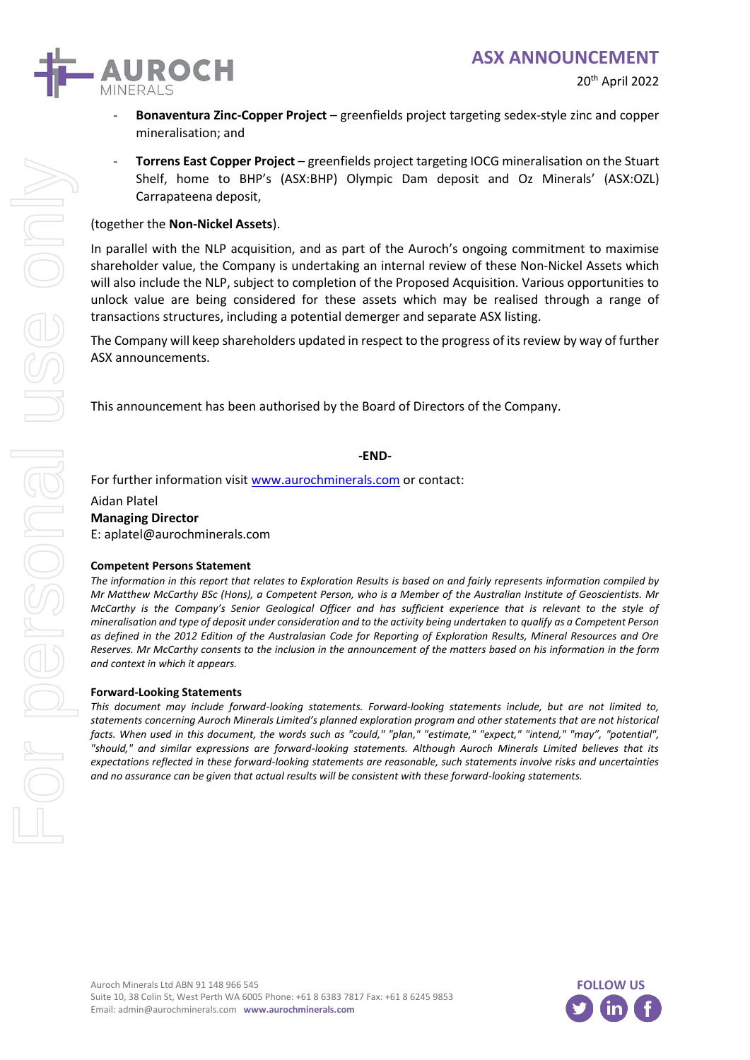- **Bonaventura Zinc-Copper Project** – greenfields project targeting sedex-style zinc and copper mineralisation; and
- **Torrens East Copper Project** – greenfields project targeting IOCG mineralisation on the Stuart Shelf, home to BHP's (ASX:BHP) Olympic Dam deposit and Oz Minerals' (ASX:OZL) Carrapateena deposit,

(together the **Non-Nickel Assets**).

In parallel with the NLP acquisition, and as part of the Auroch's ongoing commitment to maximise shareholder value, the Company is undertaking an internal review of these Non-Nickel Assets which will also include the NLP, subject to completion of the Proposed Acquisition. Various opportunities to unlock value are being considered for these assets which may be realised through a range of transactions structures, including a potential demerger and separate ASX listing.

The Company will keep shareholders updated in respect to the progress of its review by way of further ASX announcements.

This announcement has been authorised by the Board of Directors of the Company.

**-END-**

For further information visit www.aurochminerals.com or contact:

Aidan Platel
**Managing Director**
E: aplatel@aurochminerals.com

**Competent Persons Statement**

*The information in this report that relates to Exploration Results is based on and fairly represents information compiled by Mr Matthew McCarthy BSc (Hons), a Competent Person, who is a Member of the Australian Institute of Geoscientists. Mr McCarthy is the Company's Senior Geological Officer and has sufficient experience that is relevant to the style of mineralisation and type of deposit under consideration and to the activity being undertaken to qualify as a Competent Person as defined in the 2012 Edition of the Australasian Code for Reporting of Exploration Results, Mineral Resources and Ore Reserves. Mr McCarthy consents to the inclusion in the announcement of the matters based on his information in the form and context in which it appears.*

**Forward-Looking Statements**

*This document may include forward-looking statements. Forward-looking statements include, but are not limited to, statements concerning Auroch Minerals Limited's planned exploration program and other statements that are not historical facts. When used in this document, the words such as "could," "plan," "estimate," "expect," "intend," "may", "potential", "should," and similar expressions are forward-looking statements. Although Auroch Minerals Limited believes that its expectations reflected in these forward-looking statements are reasonable, such statements involve risks and uncertainties and no assurance can be given that actual results will be consistent with these forward-looking statements.*